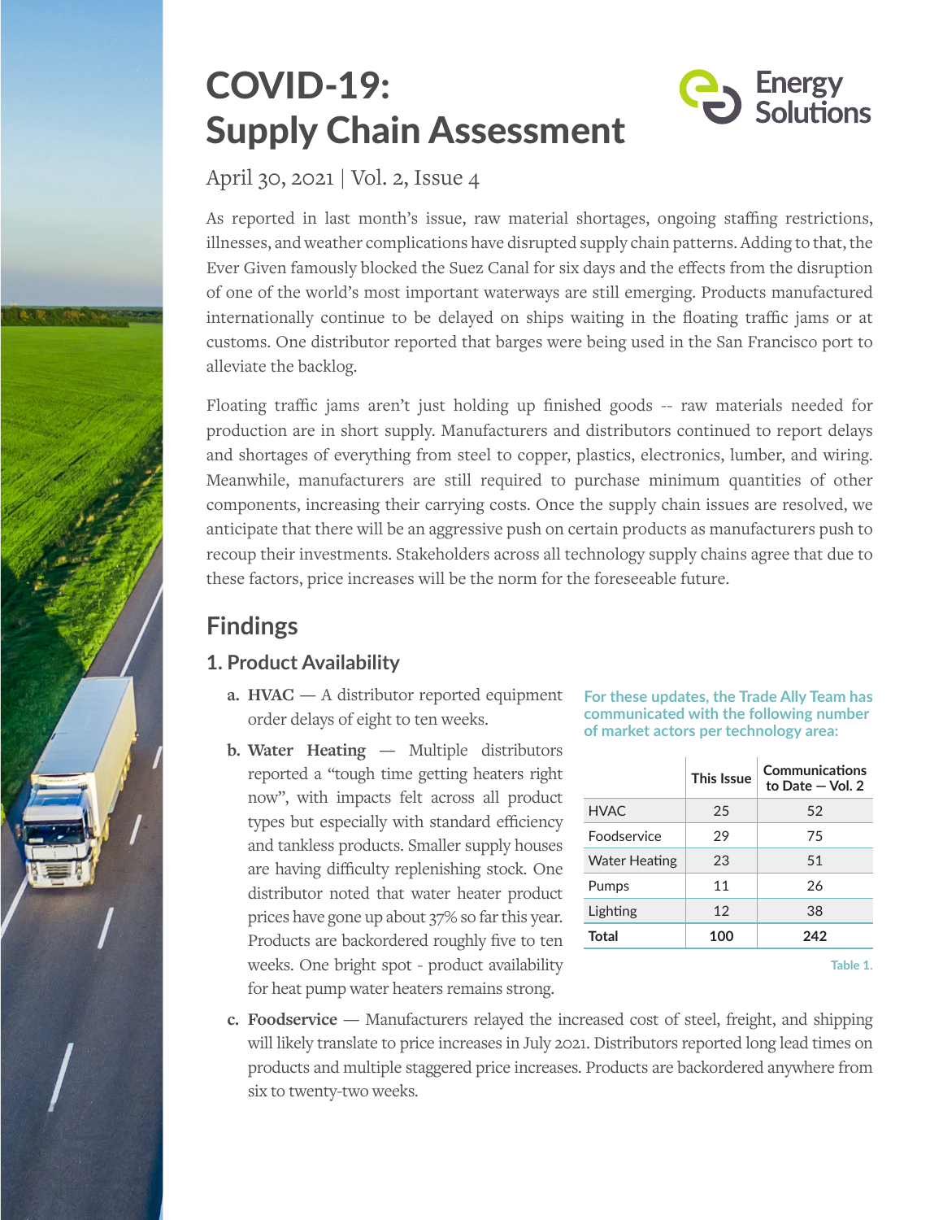# COVID-19: Supply Chain Assessment

Energy Solutions

April 30, 2021 | Vol. 2, Issue 4

As reported in last month's issue, raw material shortages, ongoing staffing restrictions, illnesses, and weather complications have disrupted supply chain patterns. Adding to that, the Ever Given famously blocked the Suez Canal for six days and the effects from the disruption of one of the world's most important waterways are still emerging. Products manufactured internationally continue to be delayed on ships waiting in the floating traffic jams or at customs. One distributor reported that barges were being used in the San Francisco port to alleviate the backlog.

Floating traffic jams aren't just holding up finished goods -- raw materials needed for production are in short supply. Manufacturers and distributors continued to report delays and shortages of everything from steel to copper, plastics, electronics, lumber, and wiring. Meanwhile, manufacturers are still required to purchase minimum quantities of other components, increasing their carrying costs. Once the supply chain issues are resolved, we anticipate that there will be an aggressive push on certain products as manufacturers push to recoup their investments. Stakeholders across all technology supply chains agree that due to these factors, price increases will be the norm for the foreseeable future.

## Findings

### 1. Product Availability

a. **HVAC** — A distributor reported equipment order delays of eight to ten weeks.

b. **Water Heating** — Multiple distributors reported a "tough time getting heaters right now", with impacts felt across all product types but especially with standard efficiency and tankless products. Smaller supply houses are having difficulty replenishing stock. One distributor noted that water heater product prices have gone up about 37% so far this year. Products are backordered roughly five to ten weeks. One bright spot - product availability for heat pump water heaters remains strong.

**For these updates, the Trade Ally Team has communicated with the following number of market actors per technology area:**

| | This Issue | Communications to Date — Vol. 2 |
|---|---|---|
| HVAC | 25 | 52 |
| Foodservice | 29 | 75 |
| Water Heating | 23 | 51 |
| Pumps | 11 | 26 |
| Lighting | 12 | 38 |
| **Total** | **100** | **242** |

Table 1.

c. **Foodservice** — Manufacturers relayed the increased cost of steel, freight, and shipping will likely translate to price increases in July 2021. Distributors reported long lead times on products and multiple staggered price increases. Products are backordered anywhere from six to twenty-two weeks.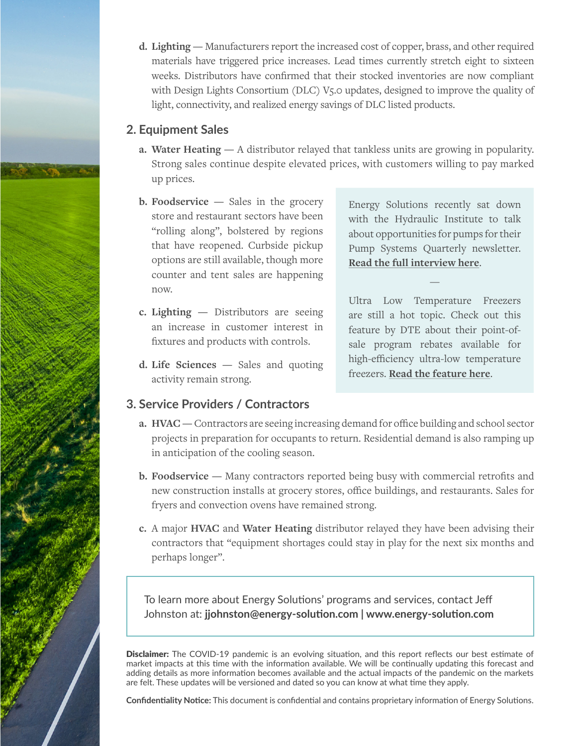- **d. Lighting** — Manufacturers report the increased cost of copper, brass, and other required materials have triggered price increases. Lead times currently stretch eight to sixteen weeks. Distributors have confirmed that their stocked inventories are now compliant with Design Lights Consortium (DLC) V5.0 updates, designed to improve the quality of light, connectivity, and realized energy savings of DLC listed products.

## 2. Equipment Sales

- **a. Water Heating** — A distributor relayed that tankless units are growing in popularity. Strong sales continue despite elevated prices, with customers willing to pay marked up prices.
- **b. Foodservice** — Sales in the grocery store and restaurant sectors have been "rolling along", bolstered by regions that have reopened. Curbside pickup options are still available, though more counter and tent sales are happening now.
- **c. Lighting** — Distributors are seeing an increase in customer interest in fixtures and products with controls.
- **d. Life Sciences** — Sales and quoting activity remain strong.

Energy Solutions recently sat down with the Hydraulic Institute to talk about opportunities for pumps for their Pump Systems Quarterly newsletter. **Read the full interview here**.

—

Ultra Low Temperature Freezers are still a hot topic. Check out this feature by DTE about their point-of-sale program rebates available for high-efficiency ultra-low temperature freezers. **Read the feature here**.

## 3. Service Providers / Contractors

- **a. HVAC** — Contractors are seeing increasing demand for office building and school sector projects in preparation for occupants to return. Residential demand is also ramping up in anticipation of the cooling season.
- **b. Foodservice** — Many contractors reported being busy with commercial retrofits and new construction installs at grocery stores, office buildings, and restaurants. Sales for fryers and convection ovens have remained strong.
- **c.** A major **HVAC** and **Water Heating** distributor relayed they have been advising their contractors that "equipment shortages could stay in play for the next six months and perhaps longer".

To learn more about Energy Solutions' programs and services, contact Jeff Johnston at: **jjohnston@energy-solution.com | www.energy-solution.com**

**Disclaimer:** The COVID-19 pandemic is an evolving situation, and this report reflects our best estimate of market impacts at this time with the information available. We will be continually updating this forecast and adding details as more information becomes available and the actual impacts of the pandemic on the markets are felt. These updates will be versioned and dated so you can know at what time they apply.

**Confidentiality Notice:** This document is confidential and contains proprietary information of Energy Solutions.